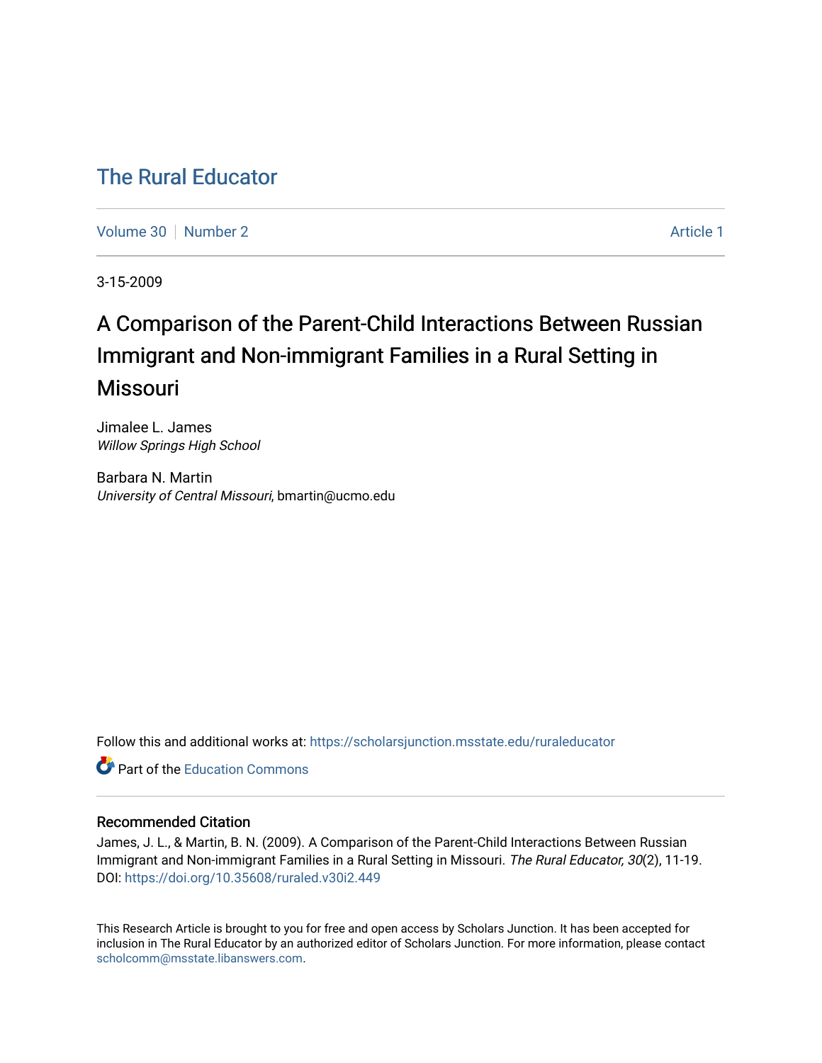# The Rural Educator

Volume 30 | Number 2 | Article 1

3-15-2009

## A Comparison of the Parent-Child Interactions Between Russian Immigrant and Non-immigrant Families in a Rural Setting in Missouri

Jimalee L. James
*Willow Springs High School*

Barbara N. Martin
*University of Central Missouri*, bmartin@ucmo.edu

Follow this and additional works at: https://scholarsjunction.msstate.edu/ruraleducator

Part of the Education Commons

### Recommended Citation

James, J. L., & Martin, B. N. (2009). A Comparison of the Parent-Child Interactions Between Russian Immigrant and Non-immigrant Families in a Rural Setting in Missouri. *The Rural Educator, 30*(2), 11-19. DOI: https://doi.org/10.35608/ruraled.v30i2.449

This Research Article is brought to you for free and open access by Scholars Junction. It has been accepted for inclusion in The Rural Educator by an authorized editor of Scholars Junction. For more information, please contact scholcomm@msstate.libanswers.com.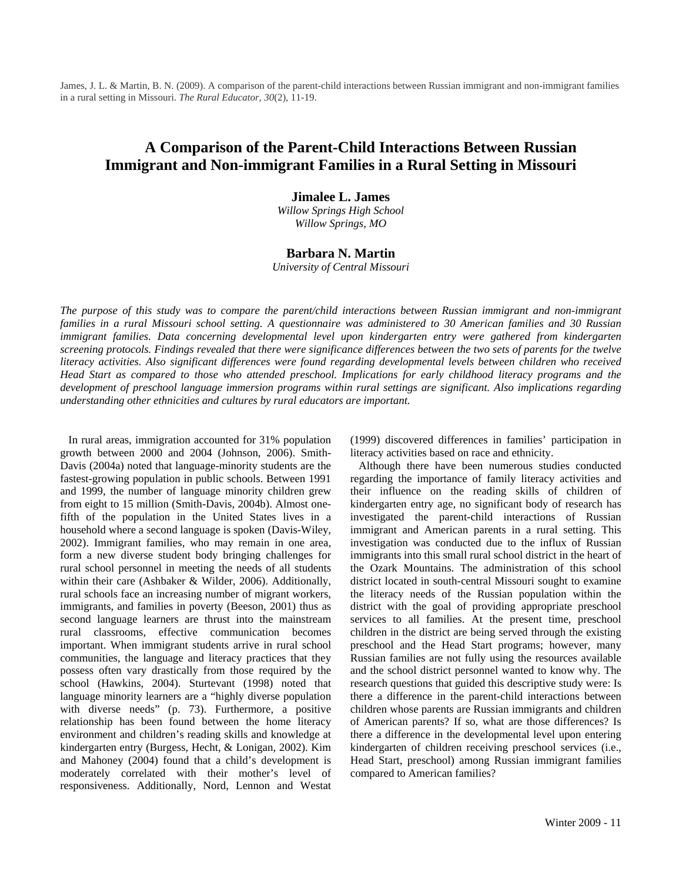James, J. L. & Martin, B. N. (2009). A comparison of the parent-child interactions between Russian immigrant and non-immigrant families in a rural setting in Missouri. *The Rural Educator, 30*(2), 11-19.

# A Comparison of the Parent-Child Interactions Between Russian Immigrant and Non-immigrant Families in a Rural Setting in Missouri

**Jimalee L. James**
*Willow Springs High School*
*Willow Springs, MO*

**Barbara N. Martin**
*University of Central Missouri*

*The purpose of this study was to compare the parent/child interactions between Russian immigrant and non-immigrant families in a rural Missouri school setting. A questionnaire was administered to 30 American families and 30 Russian immigrant families. Data concerning developmental level upon kindergarten entry were gathered from kindergarten screening protocols. Findings revealed that there were significance differences between the two sets of parents for the twelve literacy activities. Also significant differences were found regarding developmental levels between children who received Head Start as compared to those who attended preschool. Implications for early childhood literacy programs and the development of preschool language immersion programs within rural settings are significant. Also implications regarding understanding other ethnicities and cultures by rural educators are important.*

In rural areas, immigration accounted for 31% population growth between 2000 and 2004 (Johnson, 2006). Smith-Davis (2004a) noted that language-minority students are the fastest-growing population in public schools. Between 1991 and 1999, the number of language minority children grew from eight to 15 million (Smith-Davis, 2004b). Almost one-fifth of the population in the United States lives in a household where a second language is spoken (Davis-Wiley, 2002). Immigrant families, who may remain in one area, form a new diverse student body bringing challenges for rural school personnel in meeting the needs of all students within their care (Ashbaker & Wilder, 2006). Additionally, rural schools face an increasing number of migrant workers, immigrants, and families in poverty (Beeson, 2001) thus as second language learners are thrust into the mainstream rural classrooms, effective communication becomes important. When immigrant students arrive in rural school communities, the language and literacy practices that they possess often vary drastically from those required by the school (Hawkins, 2004). Sturtevant (1998) noted that language minority learners are a "highly diverse population with diverse needs" (p. 73). Furthermore, a positive relationship has been found between the home literacy environment and children's reading skills and knowledge at kindergarten entry (Burgess, Hecht, & Lonigan, 2002). Kim and Mahoney (2004) found that a child's development is moderately correlated with their mother's level of responsiveness. Additionally, Nord, Lennon and Westat (1999) discovered differences in families' participation in literacy activities based on race and ethnicity.

Although there have been numerous studies conducted regarding the importance of family literacy activities and their influence on the reading skills of children of kindergarten entry age, no significant body of research has investigated the parent-child interactions of Russian immigrant and American parents in a rural setting. This investigation was conducted due to the influx of Russian immigrants into this small rural school district in the heart of the Ozark Mountains. The administration of this school district located in south-central Missouri sought to examine the literacy needs of the Russian population within the district with the goal of providing appropriate preschool services to all families. At the present time, preschool children in the district are being served through the existing preschool and the Head Start programs; however, many Russian families are not fully using the resources available and the school district personnel wanted to know why. The research questions that guided this descriptive study were: Is there a difference in the parent-child interactions between children whose parents are Russian immigrants and children of American parents? If so, what are those differences? Is there a difference in the developmental level upon entering kindergarten of children receiving preschool services (i.e., Head Start, preschool) among Russian immigrant families compared to American families?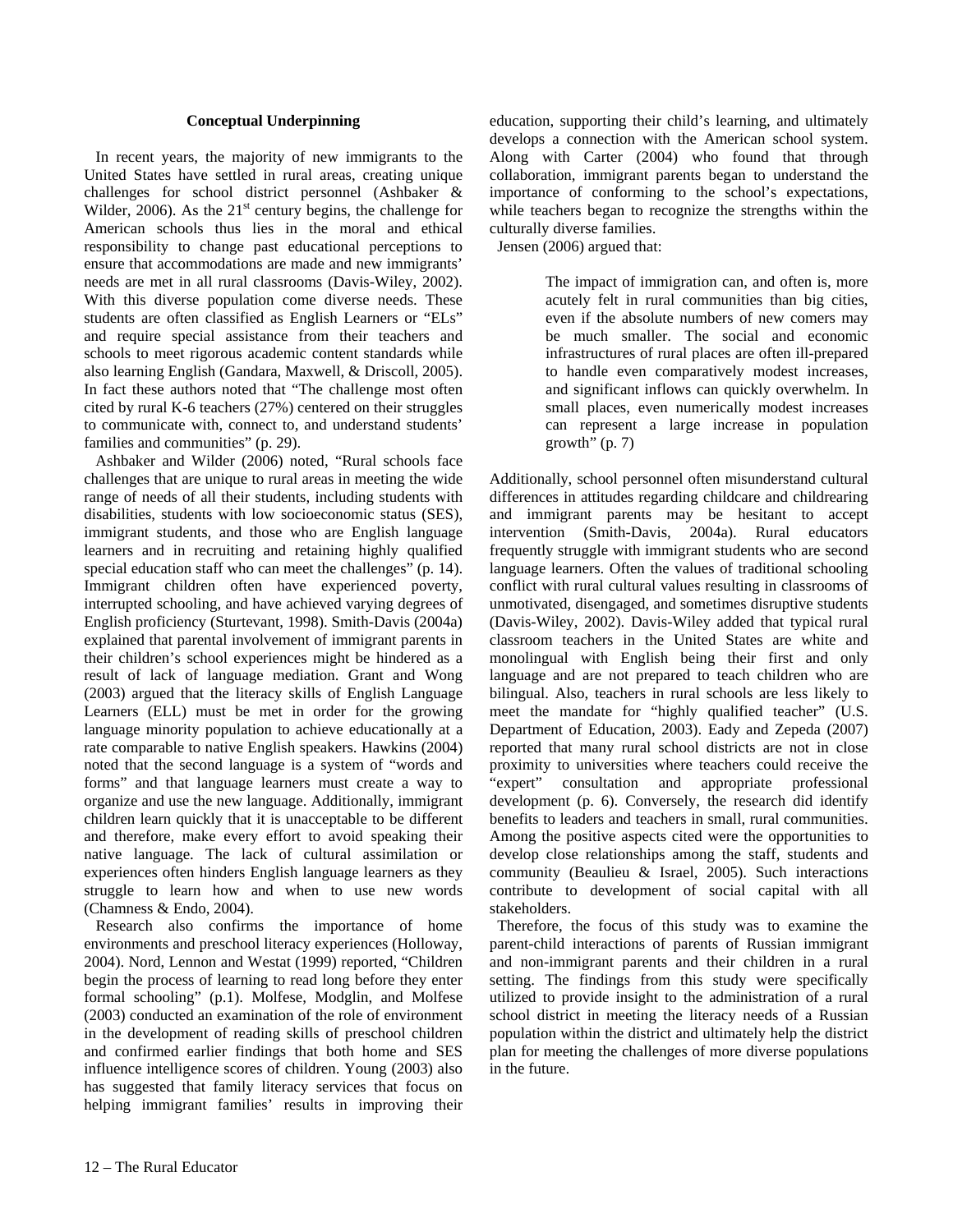## Conceptual Underpinning

In recent years, the majority of new immigrants to the United States have settled in rural areas, creating unique challenges for school district personnel (Ashbaker & Wilder, 2006). As the 21st century begins, the challenge for American schools thus lies in the moral and ethical responsibility to change past educational perceptions to ensure that accommodations are made and new immigrants' needs are met in all rural classrooms (Davis-Wiley, 2002). With this diverse population come diverse needs. These students are often classified as English Learners or "ELs" and require special assistance from their teachers and schools to meet rigorous academic content standards while also learning English (Gandara, Maxwell, & Driscoll, 2005). In fact these authors noted that "The challenge most often cited by rural K-6 teachers (27%) centered on their struggles to communicate with, connect to, and understand students' families and communities" (p. 29).

Ashbaker and Wilder (2006) noted, "Rural schools face challenges that are unique to rural areas in meeting the wide range of needs of all their students, including students with disabilities, students with low socioeconomic status (SES), immigrant students, and those who are English language learners and in recruiting and retaining highly qualified special education staff who can meet the challenges" (p. 14). Immigrant children often have experienced poverty, interrupted schooling, and have achieved varying degrees of English proficiency (Sturtevant, 1998). Smith-Davis (2004a) explained that parental involvement of immigrant parents in their children's school experiences might be hindered as a result of lack of language mediation. Grant and Wong (2003) argued that the literacy skills of English Language Learners (ELL) must be met in order for the growing language minority population to achieve educationally at a rate comparable to native English speakers. Hawkins (2004) noted that the second language is a system of "words and forms" and that language learners must create a way to organize and use the new language. Additionally, immigrant children learn quickly that it is unacceptable to be different and therefore, make every effort to avoid speaking their native language. The lack of cultural assimilation or experiences often hinders English language learners as they struggle to learn how and when to use new words (Chamness & Endo, 2004).

Research also confirms the importance of home environments and preschool literacy experiences (Holloway, 2004). Nord, Lennon and Westat (1999) reported, "Children begin the process of learning to read long before they enter formal schooling" (p.1). Molfese, Modglin, and Molfese (2003) conducted an examination of the role of environment in the development of reading skills of preschool children and confirmed earlier findings that both home and SES influence intelligence scores of children. Young (2003) also has suggested that family literacy services that focus on helping immigrant families' results in improving their education, supporting their child's learning, and ultimately develops a connection with the American school system. Along with Carter (2004) who found that through collaboration, immigrant parents began to understand the importance of conforming to the school's expectations, while teachers began to recognize the strengths within the culturally diverse families.

Jensen (2006) argued that:

> The impact of immigration can, and often is, more acutely felt in rural communities than big cities, even if the absolute numbers of new comers may be much smaller. The social and economic infrastructures of rural places are often ill-prepared to handle even comparatively modest increases, and significant inflows can quickly overwhelm. In small places, even numerically modest increases can represent a large increase in population growth" (p. 7)

Additionally, school personnel often misunderstand cultural differences in attitudes regarding childcare and childrearing and immigrant parents may be hesitant to accept intervention (Smith-Davis, 2004a). Rural educators frequently struggle with immigrant students who are second language learners. Often the values of traditional schooling conflict with rural cultural values resulting in classrooms of unmotivated, disengaged, and sometimes disruptive students (Davis-Wiley, 2002). Davis-Wiley added that typical rural classroom teachers in the United States are white and monolingual with English being their first and only language and are not prepared to teach children who are bilingual. Also, teachers in rural schools are less likely to meet the mandate for "highly qualified teacher" (U.S. Department of Education, 2003). Eady and Zepeda (2007) reported that many rural school districts are not in close proximity to universities where teachers could receive the "expert" consultation and appropriate professional development (p. 6). Conversely, the research did identify benefits to leaders and teachers in small, rural communities. Among the positive aspects cited were the opportunities to develop close relationships among the staff, students and community (Beaulieu & Israel, 2005). Such interactions contribute to development of social capital with all stakeholders.

Therefore, the focus of this study was to examine the parent-child interactions of parents of Russian immigrant and non-immigrant parents and their children in a rural setting. The findings from this study were specifically utilized to provide insight to the administration of a rural school district in meeting the literacy needs of a Russian population within the district and ultimately help the district plan for meeting the challenges of more diverse populations in the future.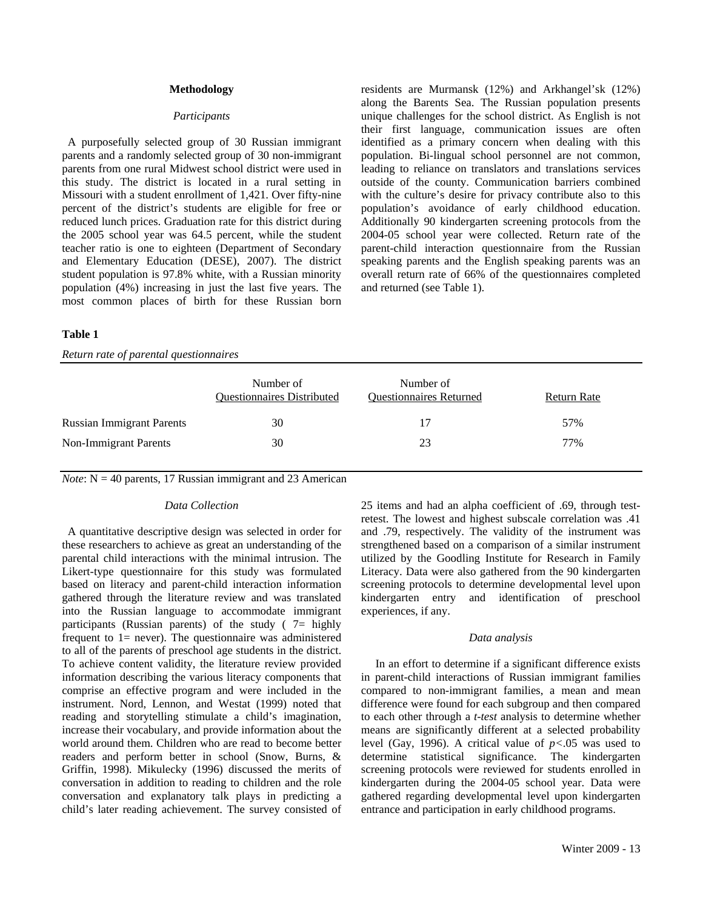## Methodology

### *Participants*

A purposefully selected group of 30 Russian immigrant parents and a randomly selected group of 30 non-immigrant parents from one rural Midwest school district were used in this study. The district is located in a rural setting in Missouri with a student enrollment of 1,421. Over fifty-nine percent of the district's students are eligible for free or reduced lunch prices. Graduation rate for this district during the 2005 school year was 64.5 percent, while the student teacher ratio is one to eighteen (Department of Secondary and Elementary Education (DESE), 2007). The district student population is 97.8% white, with a Russian minority population (4%) increasing in just the last five years. The most common places of birth for these Russian born residents are Murmansk (12%) and Arkhangel'sk (12%) along the Barents Sea. The Russian population presents unique challenges for the school district. As English is not their first language, communication issues are often identified as a primary concern when dealing with this population. Bi-lingual school personnel are not common, leading to reliance on translators and translations services outside of the county. Communication barriers combined with the culture's desire for privacy contribute also to this population's avoidance of early childhood education. Additionally 90 kindergarten screening protocols from the 2004-05 school year were collected. Return rate of the parent-child interaction questionnaire from the Russian speaking parents and the English speaking parents was an overall return rate of 66% of the questionnaires completed and returned (see Table 1).

**Table 1**

*Return rate of parental questionnaires*

| | Number of Questionnaires Distributed | Number of Questionnaires Returned | Return Rate |
|---|---|---|---|
| Russian Immigrant Parents | 30 | 17 | 57% |
| Non-Immigrant Parents | 30 | 23 | 77% |

*Note*: N = 40 parents, 17 Russian immigrant and 23 American

### *Data Collection*

A quantitative descriptive design was selected in order for these researchers to achieve as great an understanding of the parental child interactions with the minimal intrusion. The Likert-type questionnaire for this study was formulated based on literacy and parent-child interaction information gathered through the literature review and was translated into the Russian language to accommodate immigrant participants (Russian parents) of the study ( 7= highly frequent to 1= never). The questionnaire was administered to all of the parents of preschool age students in the district. To achieve content validity, the literature review provided information describing the various literacy components that comprise an effective program and were included in the instrument. Nord, Lennon, and Westat (1999) noted that reading and storytelling stimulate a child's imagination, increase their vocabulary, and provide information about the world around them. Children who are read to become better readers and perform better in school (Snow, Burns, & Griffin, 1998). Mikulecky (1996) discussed the merits of conversation in addition to reading to children and the role conversation and explanatory talk plays in predicting a child's later reading achievement. The survey consisted of 25 items and had an alpha coefficient of .69, through test-retest. The lowest and highest subscale correlation was .41 and .79, respectively. The validity of the instrument was strengthened based on a comparison of a similar instrument utilized by the Goodling Institute for Research in Family Literacy. Data were also gathered from the 90 kindergarten screening protocols to determine developmental level upon kindergarten entry and identification of preschool experiences, if any.

### *Data analysis*

In an effort to determine if a significant difference exists in parent-child interactions of Russian immigrant families compared to non-immigrant families, a mean and mean difference were found for each subgroup and then compared to each other through a *t-test* analysis to determine whether means are significantly different at a selected probability level (Gay, 1996). A critical value of $p<.05$ was used to determine statistical significance. The kindergarten screening protocols were reviewed for students enrolled in kindergarten during the 2004-05 school year. Data were gathered regarding developmental level upon kindergarten entrance and participation in early childhood programs.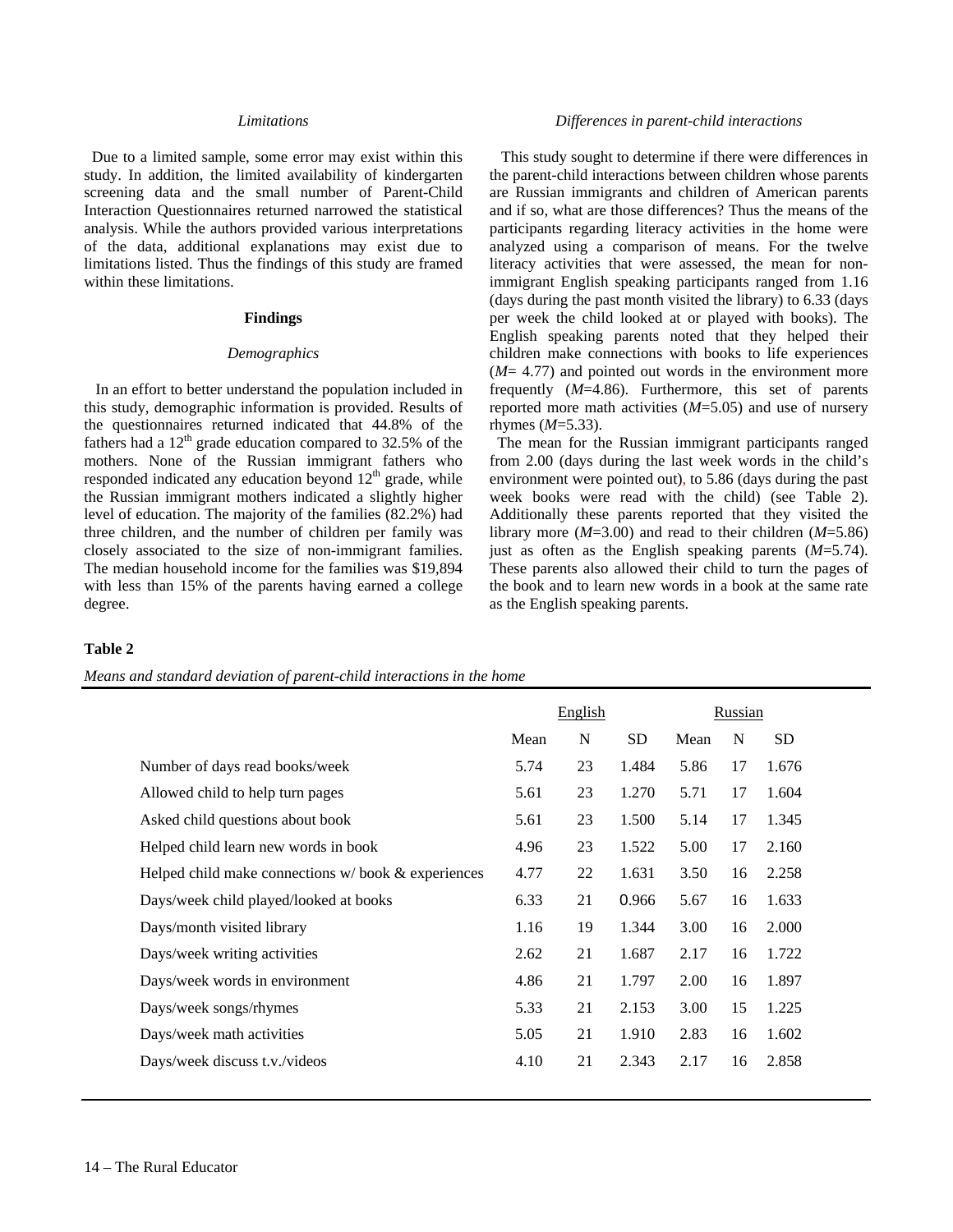### *Limitations*

Due to a limited sample, some error may exist within this study. In addition, the limited availability of kindergarten screening data and the small number of Parent-Child Interaction Questionnaires returned narrowed the statistical analysis. While the authors provided various interpretations of the data, additional explanations may exist due to limitations listed. Thus the findings of this study are framed within these limitations.

## Findings

### *Demographics*

In an effort to better understand the population included in this study, demographic information is provided. Results of the questionnaires returned indicated that 44.8% of the fathers had a 12th grade education compared to 32.5% of the mothers. None of the Russian immigrant fathers who responded indicated any education beyond 12th grade, while the Russian immigrant mothers indicated a slightly higher level of education. The majority of the families (82.2%) had three children, and the number of children per family was closely associated to the size of non-immigrant families. The median household income for the families was $19,894 with less than 15% of the parents having earned a college degree.

### *Differences in parent-child interactions*

This study sought to determine if there were differences in the parent-child interactions between children whose parents are Russian immigrants and children of American parents and if so, what are those differences? Thus the means of the participants regarding literacy activities in the home were analyzed using a comparison of means. For the twelve literacy activities that were assessed, the mean for non-immigrant English speaking participants ranged from 1.16 (days during the past month visited the library) to 6.33 (days per week the child looked at or played with books). The English speaking parents noted that they helped their children make connections with books to life experiences (*M*= 4.77) and pointed out words in the environment more frequently (*M*=4.86). Furthermore, this set of parents reported more math activities (*M*=5.05) and use of nursery rhymes (*M*=5.33).

The mean for the Russian immigrant participants ranged from 2.00 (days during the last week words in the child's environment were pointed out), to 5.86 (days during the past week books were read with the child) (see Table 2). Additionally these parents reported that they visited the library more (*M*=3.00) and read to their children (*M*=5.86) just as often as the English speaking parents (*M*=5.74). These parents also allowed their child to turn the pages of the book and to learn new words in a book at the same rate as the English speaking parents.

**Table 2**

*Means and standard deviation of parent-child interactions in the home*

| | English | | | Russian | | |
|---|---|---|---|---|---|---|
| | Mean | N | SD | Mean | N | SD |
| Number of days read books/week | 5.74 | 23 | 1.484 | 5.86 | 17 | 1.676 |
| Allowed child to help turn pages | 5.61 | 23 | 1.270 | 5.71 | 17 | 1.604 |
| Asked child questions about book | 5.61 | 23 | 1.500 | 5.14 | 17 | 1.345 |
| Helped child learn new words in book | 4.96 | 23 | 1.522 | 5.00 | 17 | 2.160 |
| Helped child make connections w/ book & experiences | 4.77 | 22 | 1.631 | 3.50 | 16 | 2.258 |
| Days/week child played/looked at books | 6.33 | 21 | 0.966 | 5.67 | 16 | 1.633 |
| Days/month visited library | 1.16 | 19 | 1.344 | 3.00 | 16 | 2.000 |
| Days/week writing activities | 2.62 | 21 | 1.687 | 2.17 | 16 | 1.722 |
| Days/week words in environment | 4.86 | 21 | 1.797 | 2.00 | 16 | 1.897 |
| Days/week songs/rhymes | 5.33 | 21 | 2.153 | 3.00 | 15 | 1.225 |
| Days/week math activities | 5.05 | 21 | 1.910 | 2.83 | 16 | 1.602 |
| Days/week discuss t.v./videos | 4.10 | 21 | 2.343 | 2.17 | 16 | 2.858 |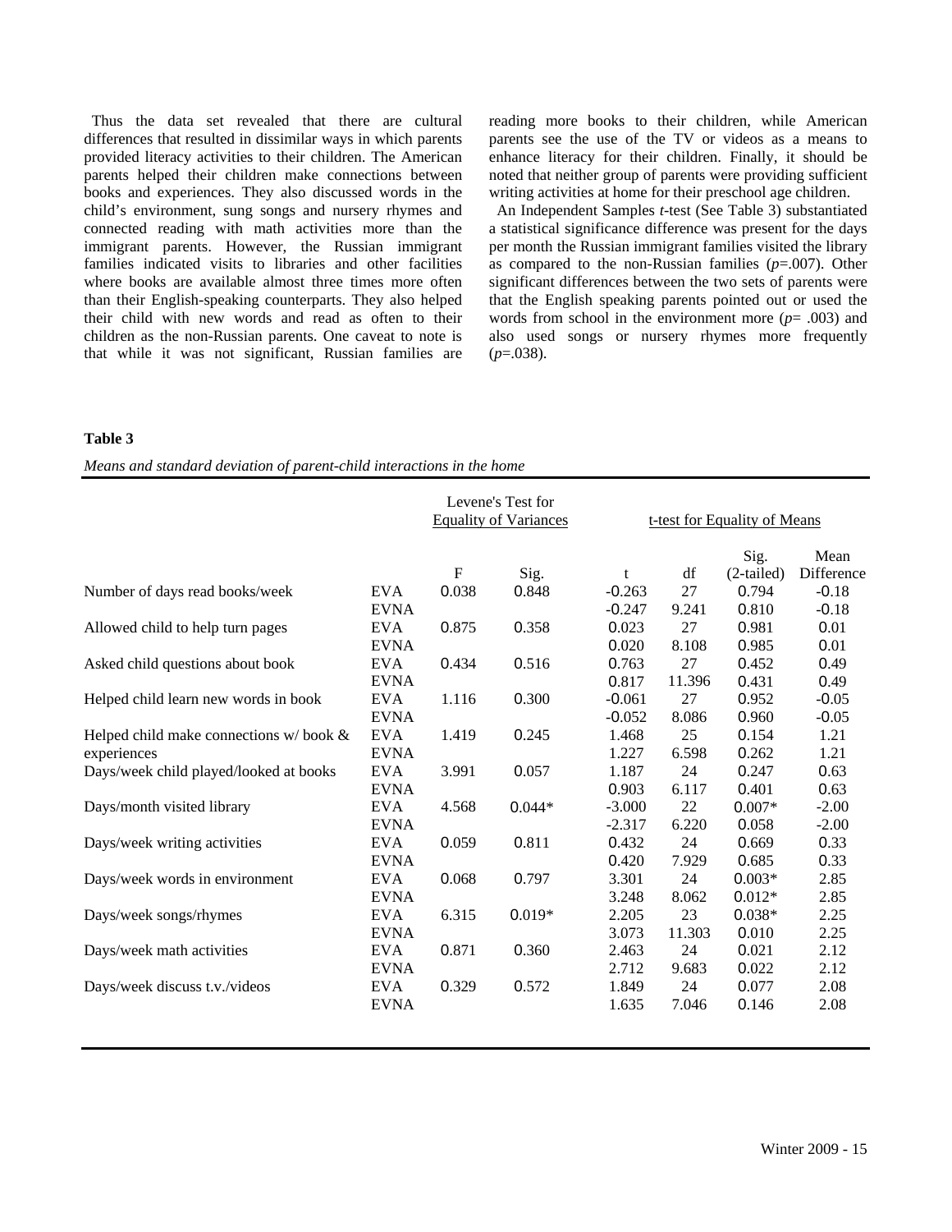Thus the data set revealed that there are cultural differences that resulted in dissimilar ways in which parents provided literacy activities to their children. The American parents helped their children make connections between books and experiences. They also discussed words in the child's environment, sung songs and nursery rhymes and connected reading with math activities more than the immigrant parents. However, the Russian immigrant families indicated visits to libraries and other facilities where books are available almost three times more often than their English-speaking counterparts. They also helped their child with new words and read as often to their children as the non-Russian parents. One caveat to note is that while it was not significant, Russian families are reading more books to their children, while American parents see the use of the TV or videos as a means to enhance literacy for their children. Finally, it should be noted that neither group of parents were providing sufficient writing activities at home for their preschool age children.

An Independent Samples *t*-test (See Table 3) substantiated a statistical significance difference was present for the days per month the Russian immigrant families visited the library as compared to the non-Russian families ($p$=.007). Other significant differences between the two sets of parents were that the English speaking parents pointed out or used the words from school in the environment more ($p$= .003) and also used songs or nursery rhymes more frequently ($p$=.038).

**Table 3**

*Means and standard deviation of parent-child interactions in the home*

| | | Levene's Test for Equality of Variances | | t-test for Equality of Means | | | |
|---|---|---|---|---|---|---|---|
| | | F | Sig. | t | df | Sig. (2-tailed) | Mean Difference |
| Number of days read books/week | EVA | 0.038 | 0.848 | -0.263 | 27 | 0.794 | -0.18 |
| | EVNA | | | -0.247 | 9.241 | 0.810 | -0.18 |
| Allowed child to help turn pages | EVA | 0.875 | 0.358 | 0.023 | 27 | 0.981 | 0.01 |
| | EVNA | | | 0.020 | 8.108 | 0.985 | 0.01 |
| Asked child questions about book | EVA | 0.434 | 0.516 | 0.763 | 27 | 0.452 | 0.49 |
| | EVNA | | | 0.817 | 11.396 | 0.431 | 0.49 |
| Helped child learn new words in book | EVA | 1.116 | 0.300 | -0.061 | 27 | 0.952 | -0.05 |
| | EVNA | | | -0.052 | 8.086 | 0.960 | -0.05 |
| Helped child make connections w/ book & experiences | EVA | 1.419 | 0.245 | 1.468 | 25 | 0.154 | 1.21 |
| | EVNA | | | 1.227 | 6.598 | 0.262 | 1.21 |
| Days/week child played/looked at books | EVA | 3.991 | 0.057 | 1.187 | 24 | 0.247 | 0.63 |
| | EVNA | | | 0.903 | 6.117 | 0.401 | 0.63 |
| Days/month visited library | EVA | 4.568 | 0.044* | -3.000 | 22 | 0.007* | -2.00 |
| | EVNA | | | -2.317 | 6.220 | 0.058 | -2.00 |
| Days/week writing activities | EVA | 0.059 | 0.811 | 0.432 | 24 | 0.669 | 0.33 |
| | EVNA | | | 0.420 | 7.929 | 0.685 | 0.33 |
| Days/week words in environment | EVA | 0.068 | 0.797 | 3.301 | 24 | 0.003* | 2.85 |
| | EVNA | | | 3.248 | 8.062 | 0.012* | 2.85 |
| Days/week songs/rhymes | EVA | 6.315 | 0.019* | 2.205 | 23 | 0.038* | 2.25 |
| | EVNA | | | 3.073 | 11.303 | 0.010 | 2.25 |
| Days/week math activities | EVA | 0.871 | 0.360 | 2.463 | 24 | 0.021 | 2.12 |
| | EVNA | | | 2.712 | 9.683 | 0.022 | 2.12 |
| Days/week discuss t.v./videos | EVA | 0.329 | 0.572 | 1.849 | 24 | 0.077 | 2.08 |
| | EVNA | | | 1.635 | 7.046 | 0.146 | 2.08 |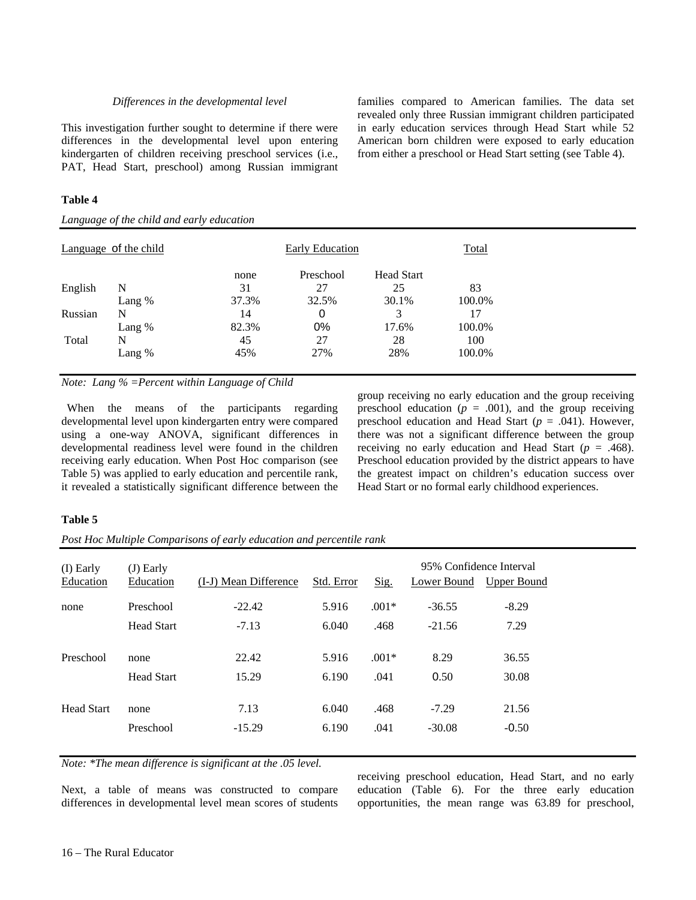*Differences in the developmental level*

This investigation further sought to determine if there were differences in the developmental level upon entering kindergarten of children receiving preschool services (i.e., PAT, Head Start, preschool) among Russian immigrant families compared to American families. The data set revealed only three Russian immigrant children participated in early education services through Head Start while 52 American born children were exposed to early education from either a preschool or Head Start setting (see Table 4).

**Table 4**

*Language of the child and early education*

| Language of the child | | Early Education | | | Total |
|---|---|---|---|---|---|
| | | none | Preschool | Head Start | |
| English | N | 31 | 27 | 25 | 83 |
| | Lang % | 37.3% | 32.5% | 30.1% | 100.0% |
| Russian | N | 14 | 0 | 3 | 17 |
| | Lang % | 82.3% | 0% | 17.6% | 100.0% |
| Total | N | 45 | 27 | 28 | 100 |
| | Lang % | 45% | 27% | 28% | 100.0% |

*Note: Lang % =Percent within Language of Child*

When the means of the participants regarding developmental level upon kindergarten entry were compared using a one-way ANOVA, significant differences in developmental readiness level were found in the children receiving early education. When Post Hoc comparison (see Table 5) was applied to early education and percentile rank, it revealed a statistically significant difference between the group receiving no early education and the group receiving preschool education ($p$ = .001), and the group receiving preschool education and Head Start ($p$ = .041). However, there was not a significant difference between the group receiving no early education and Head Start ($p$ = .468). Preschool education provided by the district appears to have the greatest impact on children's education success over Head Start or no formal early childhood experiences.

**Table 5**

*Post Hoc Multiple Comparisons of early education and percentile rank*

| (I) Early Education | (J) Early Education | (I-J) Mean Difference | Std. Error | Sig. | 95% Confidence Interval Lower Bound | 95% Confidence Interval Upper Bound |
|---|---|---|---|---|---|---|
| none | Preschool | -22.42 | 5.916 | .001* | -36.55 | -8.29 |
| | Head Start | -7.13 | 6.040 | .468 | -21.56 | 7.29 |
| Preschool | none | 22.42 | 5.916 | .001* | 8.29 | 36.55 |
| | Head Start | 15.29 | 6.190 | .041 | 0.50 | 30.08 |
| Head Start | none | 7.13 | 6.040 | .468 | -7.29 | 21.56 |
| | Preschool | -15.29 | 6.190 | .041 | -30.08 | -0.50 |

*Note: *The mean difference is significant at the .05 level.*

Next, a table of means was constructed to compare differences in developmental level mean scores of students receiving preschool education, Head Start, and no early education (Table 6). For the three early education opportunities, the mean range was 63.89 for preschool,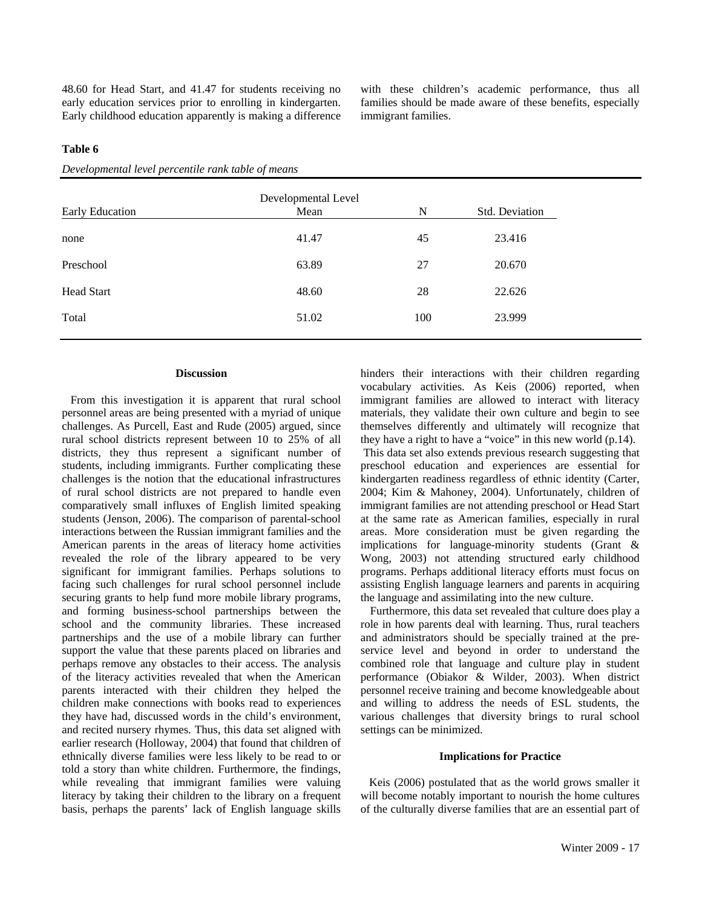48.60 for Head Start, and 41.47 for students receiving no early education services prior to enrolling in kindergarten. Early childhood education apparently is making a difference with these children's academic performance, thus all families should be made aware of these benefits, especially immigrant families.

**Table 6**

*Developmental level percentile rank table of means*

| Early Education | Developmental Level Mean | N | Std. Deviation |
|---|---|---|---|
| none | 41.47 | 45 | 23.416 |
| Preschool | 63.89 | 27 | 20.670 |
| Head Start | 48.60 | 28 | 22.626 |
| Total | 51.02 | 100 | 23.999 |

## Discussion

From this investigation it is apparent that rural school personnel areas are being presented with a myriad of unique challenges. As Purcell, East and Rude (2005) argued, since rural school districts represent between 10 to 25% of all districts, they thus represent a significant number of students, including immigrants. Further complicating these challenges is the notion that the educational infrastructures of rural school districts are not prepared to handle even comparatively small influxes of English limited speaking students (Jenson, 2006). The comparison of parental-school interactions between the Russian immigrant families and the American parents in the areas of literacy home activities revealed the role of the library appeared to be very significant for immigrant families. Perhaps solutions to facing such challenges for rural school personnel include securing grants to help fund more mobile library programs, and forming business-school partnerships between the school and the community libraries. These increased partnerships and the use of a mobile library can further support the value that these parents placed on libraries and perhaps remove any obstacles to their access. The analysis of the literacy activities revealed that when the American parents interacted with their children they helped the children make connections with books read to experiences they have had, discussed words in the child's environment, and recited nursery rhymes. Thus, this data set aligned with earlier research (Holloway, 2004) that found that children of ethnically diverse families were less likely to be read to or told a story than white children. Furthermore, the findings, while revealing that immigrant families were valuing literacy by taking their children to the library on a frequent basis, perhaps the parents' lack of English language skills hinders their interactions with their children regarding vocabulary activities. As Keis (2006) reported, when immigrant families are allowed to interact with literacy materials, they validate their own culture and begin to see themselves differently and ultimately will recognize that they have a right to have a "voice" in this new world (p.14).

This data set also extends previous research suggesting that preschool education and experiences are essential for kindergarten readiness regardless of ethnic identity (Carter, 2004; Kim & Mahoney, 2004). Unfortunately, children of immigrant families are not attending preschool or Head Start at the same rate as American families, especially in rural areas. More consideration must be given regarding the implications for language-minority students (Grant & Wong, 2003) not attending structured early childhood programs. Perhaps additional literacy efforts must focus on assisting English language learners and parents in acquiring the language and assimilating into the new culture.

Furthermore, this data set revealed that culture does play a role in how parents deal with learning. Thus, rural teachers and administrators should be specially trained at the pre-service level and beyond in order to understand the combined role that language and culture play in student performance (Obiakor & Wilder, 2003). When district personnel receive training and become knowledgeable about and willing to address the needs of ESL students, the various challenges that diversity brings to rural school settings can be minimized.

## Implications for Practice

Keis (2006) postulated that as the world grows smaller it will become notably important to nourish the home cultures of the culturally diverse families that are an essential part of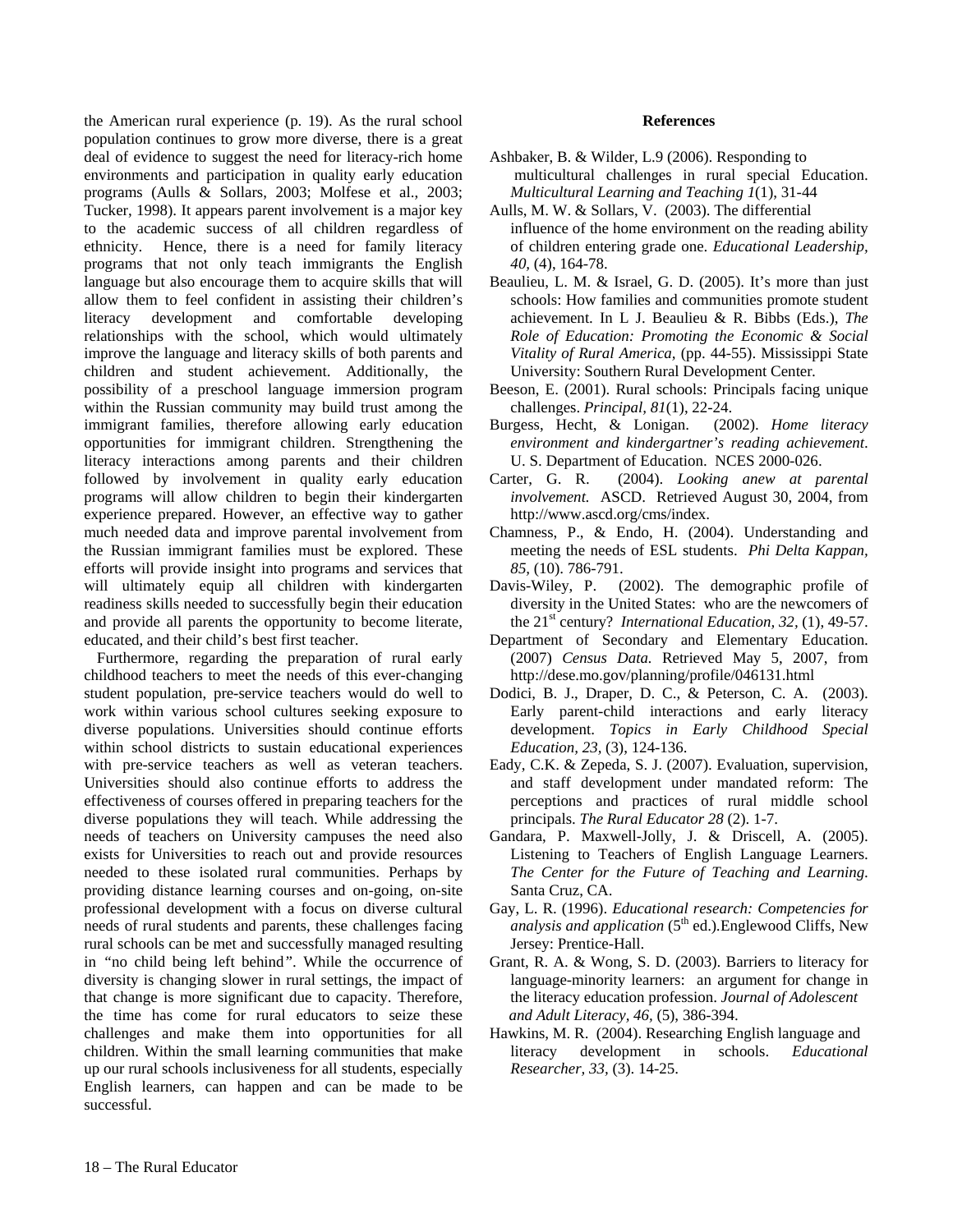the American rural experience (p. 19). As the rural school population continues to grow more diverse, there is a great deal of evidence to suggest the need for literacy-rich home environments and participation in quality early education programs (Aulls & Sollars, 2003; Molfese et al., 2003; Tucker, 1998). It appears parent involvement is a major key to the academic success of all children regardless of ethnicity. Hence, there is a need for family literacy programs that not only teach immigrants the English language but also encourage them to acquire skills that will allow them to feel confident in assisting their children's literacy development and comfortable developing relationships with the school, which would ultimately improve the language and literacy skills of both parents and children and student achievement. Additionally, the possibility of a preschool language immersion program within the Russian community may build trust among the immigrant families, therefore allowing early education opportunities for immigrant children. Strengthening the literacy interactions among parents and their children followed by involvement in quality early education programs will allow children to begin their kindergarten experience prepared. However, an effective way to gather much needed data and improve parental involvement from the Russian immigrant families must be explored. These efforts will provide insight into programs and services that will ultimately equip all children with kindergarten readiness skills needed to successfully begin their education and provide all parents the opportunity to become literate, educated, and their child's best first teacher.

Furthermore, regarding the preparation of rural early childhood teachers to meet the needs of this ever-changing student population, pre-service teachers would do well to work within various school cultures seeking exposure to diverse populations. Universities should continue efforts within school districts to sustain educational experiences with pre-service teachers as well as veteran teachers. Universities should also continue efforts to address the effectiveness of courses offered in preparing teachers for the diverse populations they will teach. While addressing the needs of teachers on University campuses the need also exists for Universities to reach out and provide resources needed to these isolated rural communities. Perhaps by providing distance learning courses and on-going, on-site professional development with a focus on diverse cultural needs of rural students and parents, these challenges facing rural schools can be met and successfully managed resulting in "no child being left behind". While the occurrence of diversity is changing slower in rural settings, the impact of that change is more significant due to capacity. Therefore, the time has come for rural educators to seize these challenges and make them into opportunities for all children. Within the small learning communities that make up our rural schools inclusiveness for all students, especially English learners, can happen and can be made to be successful.

## References

Ashbaker, B. & Wilder, L.9 (2006). Responding to multicultural challenges in rural special Education. *Multicultural Learning and Teaching 1*(1), 31-44

Aulls, M. W. & Sollars, V. (2003). The differential influence of the home environment on the reading ability of children entering grade one. *Educational Leadership, 40,* (4), 164-78.

Beaulieu, L. M. & Israel, G. D. (2005). It's more than just schools: How families and communities promote student achievement. In L J. Beaulieu & R. Bibbs (Eds.), *The Role of Education: Promoting the Economic & Social Vitality of Rural America,* (pp. 44-55). Mississippi State University: Southern Rural Development Center.

Beeson, E. (2001). Rural schools: Principals facing unique challenges. *Principal, 81*(1), 22-24.

Burgess, Hecht, & Lonigan. (2002). *Home literacy environment and kindergartner's reading achievement*. U. S. Department of Education. NCES 2000-026.

Carter, G. R. (2004). *Looking anew at parental involvement.* ASCD. Retrieved August 30, 2004, from http://www.ascd.org/cms/index.

Chamness, P., & Endo, H. (2004). Understanding and meeting the needs of ESL students. *Phi Delta Kappan, 85,* (10). 786-791.

Davis-Wiley, P. (2002). The demographic profile of diversity in the United States: who are the newcomers of the 21st century? *International Education, 32,* (1), 49-57.

Department of Secondary and Elementary Education. (2007) *Census Data.* Retrieved May 5, 2007, from http://dese.mo.gov/planning/profile/046131.html

Dodici, B. J., Draper, D. C., & Peterson, C. A. (2003). Early parent-child interactions and early literacy development. *Topics in Early Childhood Special Education, 23,* (3), 124-136.

Eady, C.K. & Zepeda, S. J. (2007). Evaluation, supervision, and staff development under mandated reform: The perceptions and practices of rural middle school principals. *The Rural Educator 28* (2). 1-7.

Gandara, P. Maxwell-Jolly, J. & Driscell, A. (2005). Listening to Teachers of English Language Learners. *The Center for the Future of Teaching and Learning.* Santa Cruz, CA.

Gay, L. R. (1996). *Educational research: Competencies for analysis and application* (5th ed.).Englewood Cliffs, New Jersey: Prentice-Hall.

Grant, R. A. & Wong, S. D. (2003). Barriers to literacy for language-minority learners: an argument for change in the literacy education profession. *Journal of Adolescent and Adult Literacy, 46,* (5), 386-394.

Hawkins, M. R. (2004). Researching English language and literacy development in schools. *Educational Researcher, 33,* (3). 14-25.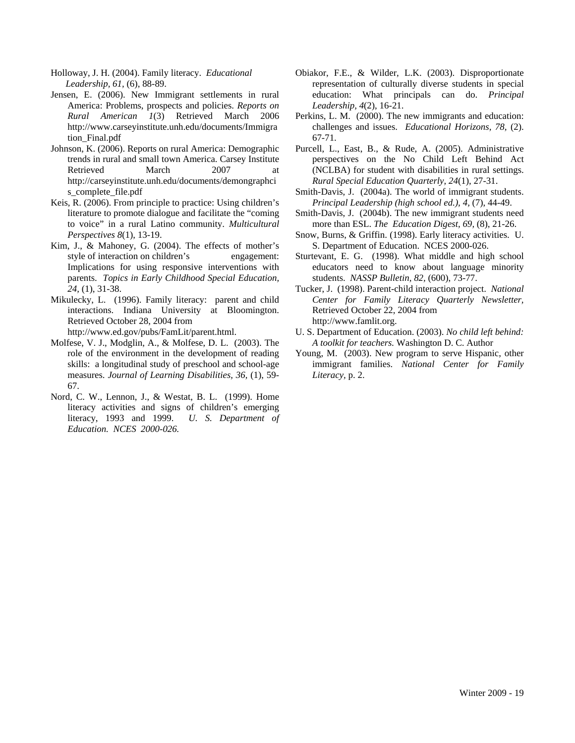Holloway, J. H. (2004). Family literacy. *Educational Leadership, 61*, (6), 88-89.

Jensen, E. (2006). New Immigrant settlements in rural America: Problems, prospects and policies. *Reports on Rural American 1*(3) Retrieved March 2006 http://www.carseyinstitute.unh.edu/documents/Immigration_Final.pdf

Johnson, K. (2006). Reports on rural America: Demographic trends in rural and small town America. Carsey Institute Retrieved March 2007 at http://carseyinstitute.unh.edu/documents/demongraphcis_complete_file.pdf

Keis, R. (2006). From principle to practice: Using children's literature to promote dialogue and facilitate the "coming to voice" in a rural Latino community. *Multicultural Perspectives 8*(1), 13-19.

Kim, J., & Mahoney, G. (2004). The effects of mother's style of interaction on children's engagement: Implications for using responsive interventions with parents. *Topics in Early Childhood Special Education, 24*, (1), 31-38.

Mikulecky, L. (1996). Family literacy: parent and child interactions. Indiana University at Bloomington. Retrieved October 28, 2004 from http://www.ed.gov/pubs/FamLit/parent.html.

Molfese, V. J., Modglin, A., & Molfese, D. L. (2003). The role of the environment in the development of reading skills: a longitudinal study of preschool and school-age measures. *Journal of Learning Disabilities, 36*, (1), 59-67.

Nord, C. W., Lennon, J., & Westat, B. L. (1999). Home literacy activities and signs of children's emerging literacy, 1993 and 1999. *U. S. Department of Education. NCES 2000-026.*

Obiakor, F.E., & Wilder, L.K. (2003). Disproportionate representation of culturally diverse students in special education: What principals can do. *Principal Leadership, 4*(2), 16-21.

Perkins, L. M. (2000). The new immigrants and education: challenges and issues. *Educational Horizons, 78*, (2). 67-71.

Purcell, L., East, B., & Rude, A. (2005). Administrative perspectives on the No Child Left Behind Act (NCLBA) for student with disabilities in rural settings. *Rural Special Education Quarterly, 24*(1), 27-31.

Smith-Davis, J. (2004a). The world of immigrant students. *Principal Leadership (high school ed.), 4*, (7), 44-49.

Smith-Davis, J. (2004b). The new immigrant students need more than ESL. *The Education Digest, 69*, (8), 21-26.

Snow, Burns, & Griffin. (1998). Early literacy activities. U. S. Department of Education. NCES 2000-026.

Sturtevant, E. G. (1998). What middle and high school educators need to know about language minority students. *NASSP Bulletin, 82*, (600), 73-77.

Tucker, J. (1998). Parent-child interaction project. *National Center for Family Literacy Quarterly Newsletter*, Retrieved October 22, 2004 from http://www.famlit.org.

U. S. Department of Education. (2003). *No child left behind: A toolkit for teachers.* Washington D. C. Author

Young, M. (2003). New program to serve Hispanic, other immigrant families. *National Center for Family Literacy*, p. 2.